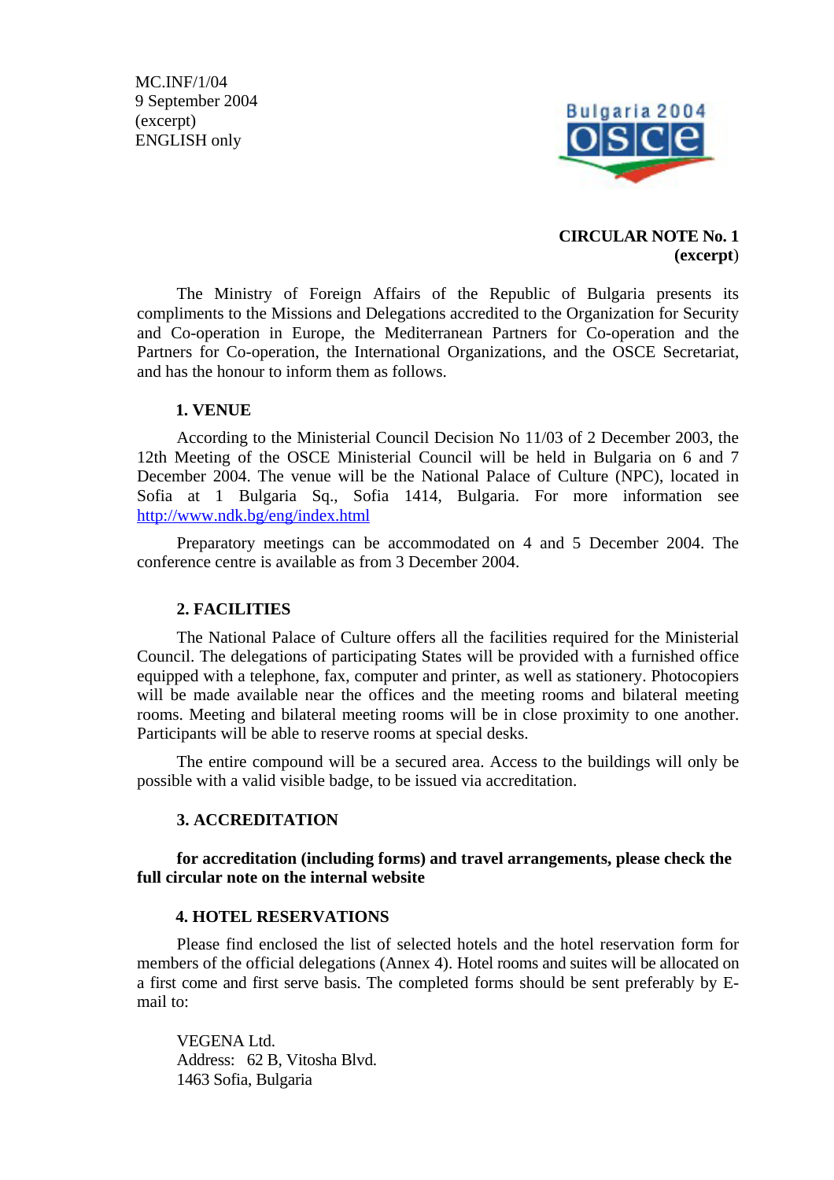MC.INF/1/04
9 September 2004
(excerpt)
ENGLISH only

**CIRCULAR NOTE No. 1**
**(excerpt)**

The Ministry of Foreign Affairs of the Republic of Bulgaria presents its compliments to the Missions and Delegations accredited to the Organization for Security and Co-operation in Europe, the Mediterranean Partners for Co-operation and the Partners for Co-operation, the International Organizations, and the OSCE Secretariat, and has the honour to inform them as follows.

## 1. VENUE

According to the Ministerial Council Decision No 11/03 of 2 December 2003, the 12th Meeting of the OSCE Ministerial Council will be held in Bulgaria on 6 and 7 December 2004. The venue will be the National Palace of Culture (NPC), located in Sofia at 1 Bulgaria Sq., Sofia 1414, Bulgaria. For more information see http://www.ndk.bg/eng/index.html

Preparatory meetings can be accommodated on 4 and 5 December 2004. The conference centre is available as from 3 December 2004.

## 2. FACILITIES

The National Palace of Culture offers all the facilities required for the Ministerial Council. The delegations of participating States will be provided with a furnished office equipped with a telephone, fax, computer and printer, as well as stationery. Photocopiers will be made available near the offices and the meeting rooms and bilateral meeting rooms. Meeting and bilateral meeting rooms will be in close proximity to one another. Participants will be able to reserve rooms at special desks.

The entire compound will be a secured area. Access to the buildings will only be possible with a valid visible badge, to be issued via accreditation.

## 3. ACCREDITATION

**for accreditation (including forms) and travel arrangements, please check the full circular note on the internal website**

## 4. HOTEL RESERVATIONS

Please find enclosed the list of selected hotels and the hotel reservation form for members of the official delegations (Annex 4). Hotel rooms and suites will be allocated on a first come and first serve basis. The completed forms should be sent preferably by E-mail to:

VEGENA Ltd.
Address: 62 B, Vitosha Blvd.
1463 Sofia, Bulgaria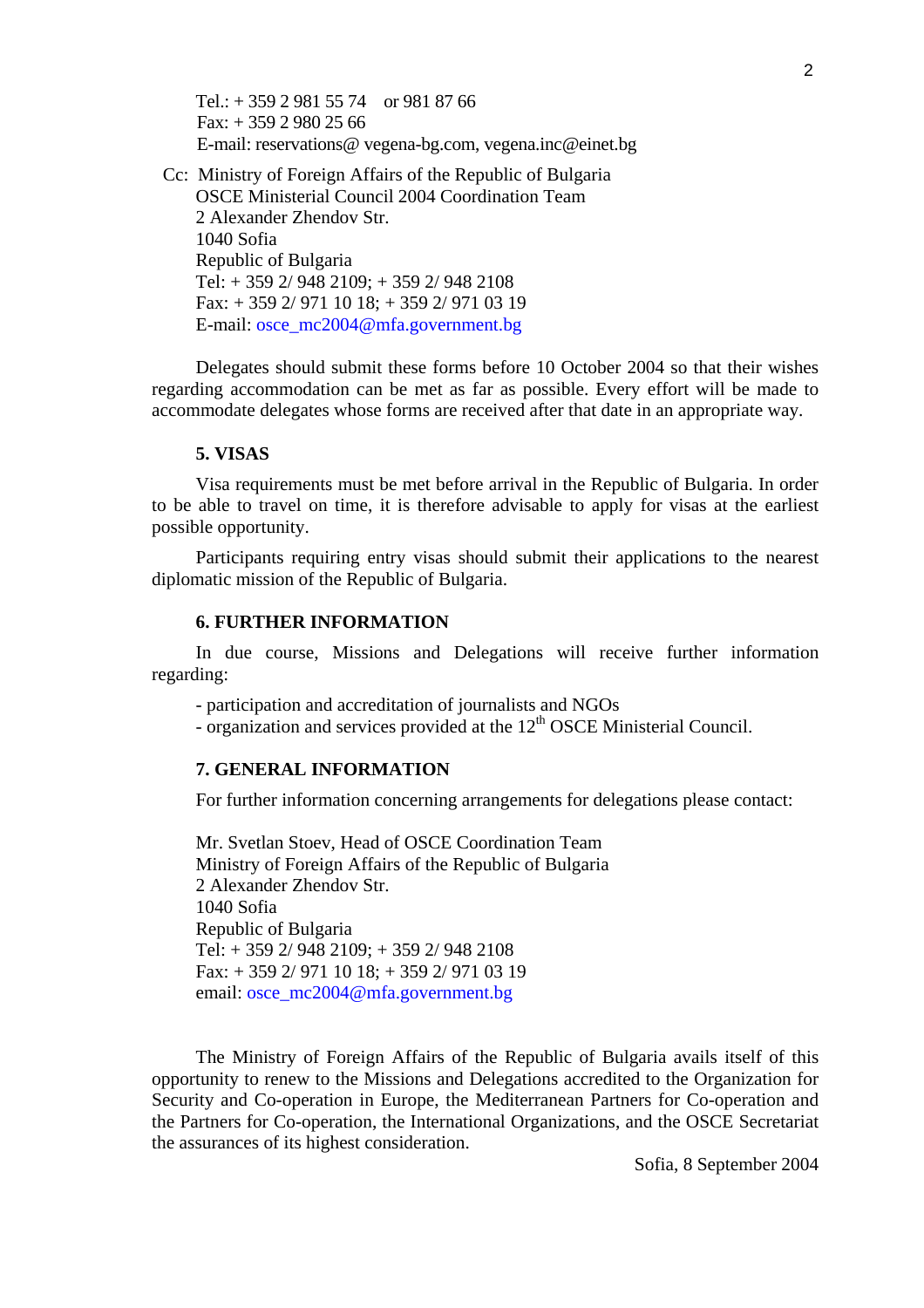Tel.: + 359 2 981 55 74 or 981 87 66
Fax: + 359 2 980 25 66
E-mail: reservations@ vegena-bg.com, vegena.inc@einet.bg

Cc: Ministry of Foreign Affairs of the Republic of Bulgaria
OSCE Ministerial Council 2004 Coordination Team
2 Alexander Zhendov Str.
1040 Sofia
Republic of Bulgaria
Tel: + 359 2/ 948 2109; + 359 2/ 948 2108
Fax: + 359 2/ 971 10 18; + 359 2/ 971 03 19
E-mail: osce_mc2004@mfa.government.bg

Delegates should submit these forms before 10 October 2004 so that their wishes regarding accommodation can be met as far as possible. Every effort will be made to accommodate delegates whose forms are received after that date in an appropriate way.

**5. VISAS**

Visa requirements must be met before arrival in the Republic of Bulgaria. In order to be able to travel on time, it is therefore advisable to apply for visas at the earliest possible opportunity.

Participants requiring entry visas should submit their applications to the nearest diplomatic mission of the Republic of Bulgaria.

**6. FURTHER INFORMATION**

In due course, Missions and Delegations will receive further information regarding:

- participation and accreditation of journalists and NGOs
- organization and services provided at the 12th OSCE Ministerial Council.

**7. GENERAL INFORMATION**

For further information concerning arrangements for delegations please contact:

Mr. Svetlan Stoev, Head of OSCE Coordination Team
Ministry of Foreign Affairs of the Republic of Bulgaria
2 Alexander Zhendov Str.
1040 Sofia
Republic of Bulgaria
Tel: + 359 2/ 948 2109; + 359 2/ 948 2108
Fax: + 359 2/ 971 10 18; + 359 2/ 971 03 19
email: osce_mc2004@mfa.government.bg

The Ministry of Foreign Affairs of the Republic of Bulgaria avails itself of this opportunity to renew to the Missions and Delegations accredited to the Organization for Security and Co-operation in Europe, the Mediterranean Partners for Co-operation and the Partners for Co-operation, the International Organizations, and the OSCE Secretariat the assurances of its highest consideration.

Sofia, 8 September 2004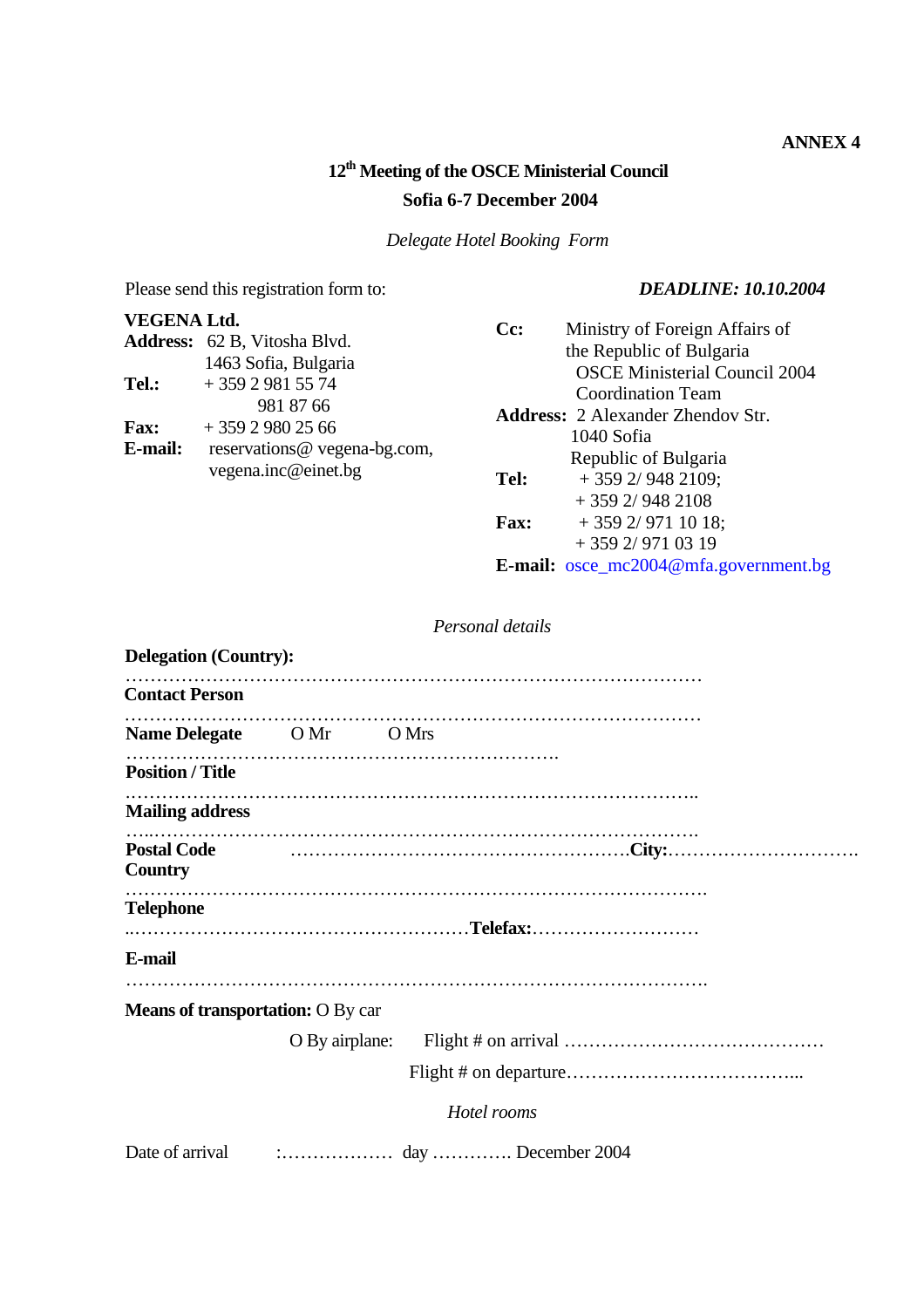**ANNEX 4**

**12th Meeting of the OSCE Ministerial Council**

**Sofia 6-7 December 2004**

*Delegate Hotel Booking Form*

Please send this registration form to: ***DEADLINE: 10.10.2004***

**VEGENA Ltd.**
**Address:** 62 B, Vitosha Blvd.
1463 Sofia, Bulgaria
**Tel.:** + 359 2 981 55 74
981 87 66
**Fax:** + 359 2 980 25 66
**E-mail:** reservations@ vegena-bg.com,
vegena.inc@einet.bg

**Cc:** Ministry of Foreign Affairs of the Republic of Bulgaria
OSCE Ministerial Council 2004
Coordination Team
**Address:** 2 Alexander Zhendov Str.
1040 Sofia
Republic of Bulgaria
**Tel:** + 359 2/ 948 2109;
+ 359 2/ 948 2108
**Fax:** + 359 2/ 971 10 18;
+ 359 2/ 971 03 19
**E-mail:** osce_mc2004@mfa.government.bg

*Personal details*

**Delegation (Country):**
……………………………………………………………………………………
**Contact Person**
……………………………………………………………………………………
**Name Delegate** O Mr O Mrs
…………………………………………………………….
**Position / Title**
……………………………………………………………………………………..
**Mailing address**
…..…………………………………………………………………………….
**Postal Code** ……………………………………………….**City:**………………………….
**Country**
……………………………………………………………………………………….
**Telephone**
..……………………………………………….**Telefax:**………………………
**E-mail**
……………………………………………………………………………………….

**Means of transportation:** O By car

O By airplane: Flight # on arrival ……………………………………

Flight # on departure………………………………...

*Hotel rooms*

Date of arrival :……………… day …………. December 2004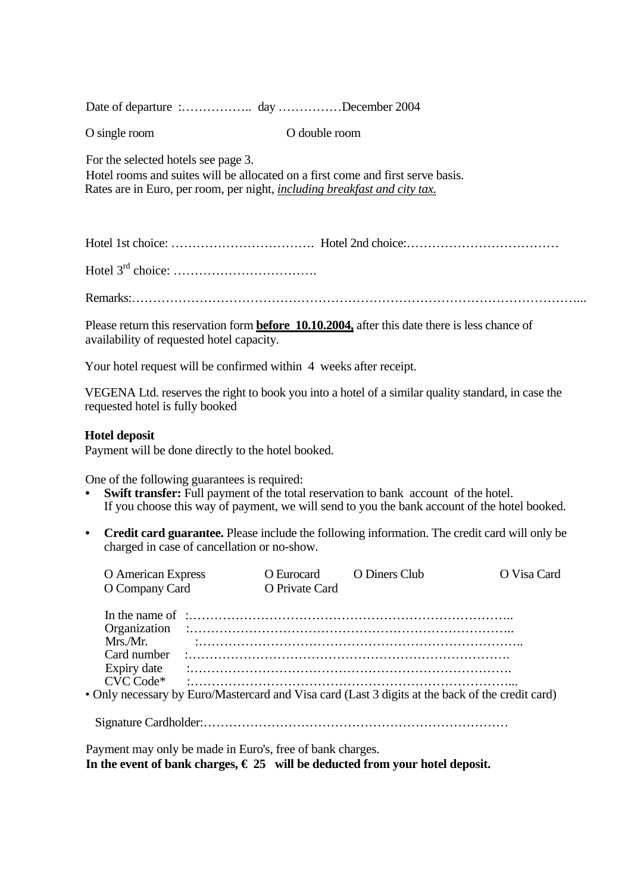Date of departure :…………….. day ……………December 2004

O single room                    O double room

For the selected hotels see page 3.
Hotel rooms and suites will be allocated on a first come and first serve basis.
Rates are in Euro, per room, per night, *<u>including breakfast and city tax.</u>*

Hotel 1st choice: ……………………………. Hotel 2nd choice:………………………………

Hotel 3rd choice: …………………………….

Remarks:…………………………………………………………………………………………...

Please return this reservation form **<u>before 10.10.2004,</u>** after this date there is less chance of availability of requested hotel capacity.

Your hotel request will be confirmed within 4 weeks after receipt.

VEGENA Ltd. reserves the right to book you into a hotel of a similar quality standard, in case the requested hotel is fully booked

**Hotel deposit**
Payment will be done directly to the hotel booked.

One of the following guarantees is required:

- **Swift transfer:** Full payment of the total reservation to bank account of the hotel. If you choose this way of payment, we will send to you the bank account of the hotel booked.
- **Credit card guarantee.** Please include the following information. The credit card will only be charged in case of cancellation or no-show.

O American Express    O Eurocard    O Diners Club    O Visa Card
O Company Card    O Private Card

In the name of :…………………………………………………………………..
Organization :…………………………………………………………………..
Mrs./Mr. :…………………………………………………………………..
Card number :………………………………………………………………….
Expiry date :………………………………………………………………….
CVC Code* :…………………………………………………………………...

• Only necessary by Euro/Mastercard and Visa card (Last 3 digits at the back of the credit card)

Signature Cardholder:………………………………………………………………

Payment may only be made in Euro's, free of bank charges.
**In the event of bank charges, € 25 will be deducted from your hotel deposit.**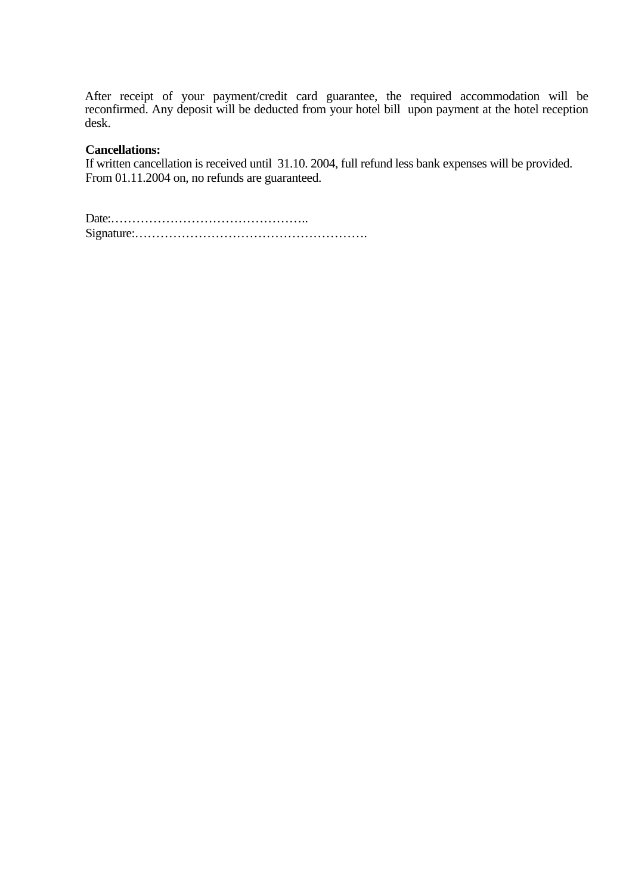After receipt of your payment/credit card guarantee, the required accommodation will be reconfirmed. Any deposit will be deducted from your hotel bill upon payment at the hotel reception desk.

**Cancellations:**
If written cancellation is received until 31.10. 2004, full refund less bank expenses will be provided.
From 01.11.2004 on, no refunds are guaranteed.

Date:………………………………………..
Signature:……………………………………………….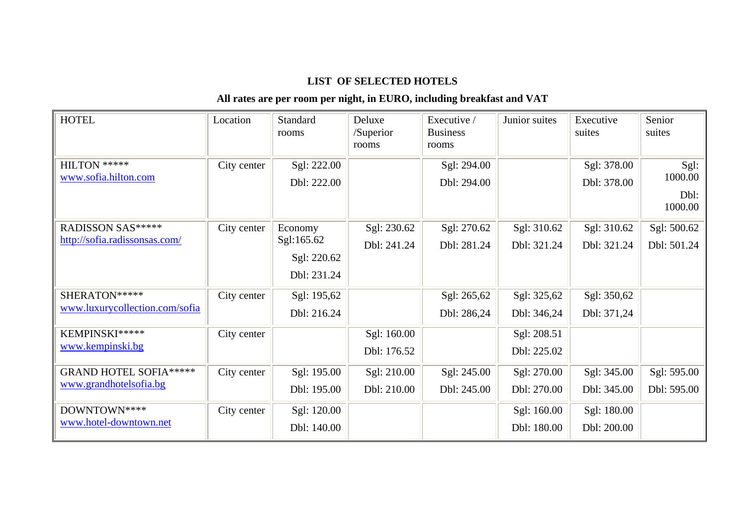**LIST OF SELECTED HOTELS**

**All rates are per room per night, in EURO, including breakfast and VAT**

| HOTEL | Location | Standard rooms | Deluxe /Superior rooms | Executive / Business rooms | Junior suites | Executive suites | Senior suites |
|---|---|---|---|---|---|---|---|
| HILTON ***** www.sofia.hilton.com | City center | Sgl: 222.00 Dbl: 222.00 | | Sgl: 294.00 Dbl: 294.00 | | Sgl: 378.00 Dbl: 378.00 | Sgl: 1000.00 Dbl: 1000.00 |
| RADISSON SAS***** http://sofia.radissonsas.com/ | City center | Economy Sgl:165.62 Sgl: 220.62 Dbl: 231.24 | Sgl: 230.62 Dbl: 241.24 | Sgl: 270.62 Dbl: 281.24 | Sgl: 310.62 Dbl: 321.24 | Sgl: 310.62 Dbl: 321.24 | Sgl: 500.62 Dbl: 501.24 |
| SHERATON***** www.luxurycollection.com/sofia | City center | Sgl: 195,62 Dbl: 216.24 | | Sgl: 265,62 Dbl: 286,24 | Sgl: 325,62 Dbl: 346,24 | Sgl: 350,62 Dbl: 371,24 | |
| KEMPINSKI***** www.kempinski.bg | City center | | Sgl: 160.00 Dbl: 176.52 | | Sgl: 208.51 Dbl: 225.02 | | |
| GRAND HOTEL SOFIA***** www.grandhotelsofia.bg | City center | Sgl: 195.00 Dbl: 195.00 | Sgl: 210.00 Dbl: 210.00 | Sgl: 245.00 Dbl: 245.00 | Sgl: 270.00 Dbl: 270.00 | Sgl: 345.00 Dbl: 345.00 | Sgl: 595.00 Dbl: 595.00 |
| DOWNTOWN**** www.hotel-downtown.net | City center | Sgl: 120.00 Dbl: 140.00 | | | Sgl: 160.00 Dbl: 180.00 | Sgl: 180.00 Dbl: 200.00 | |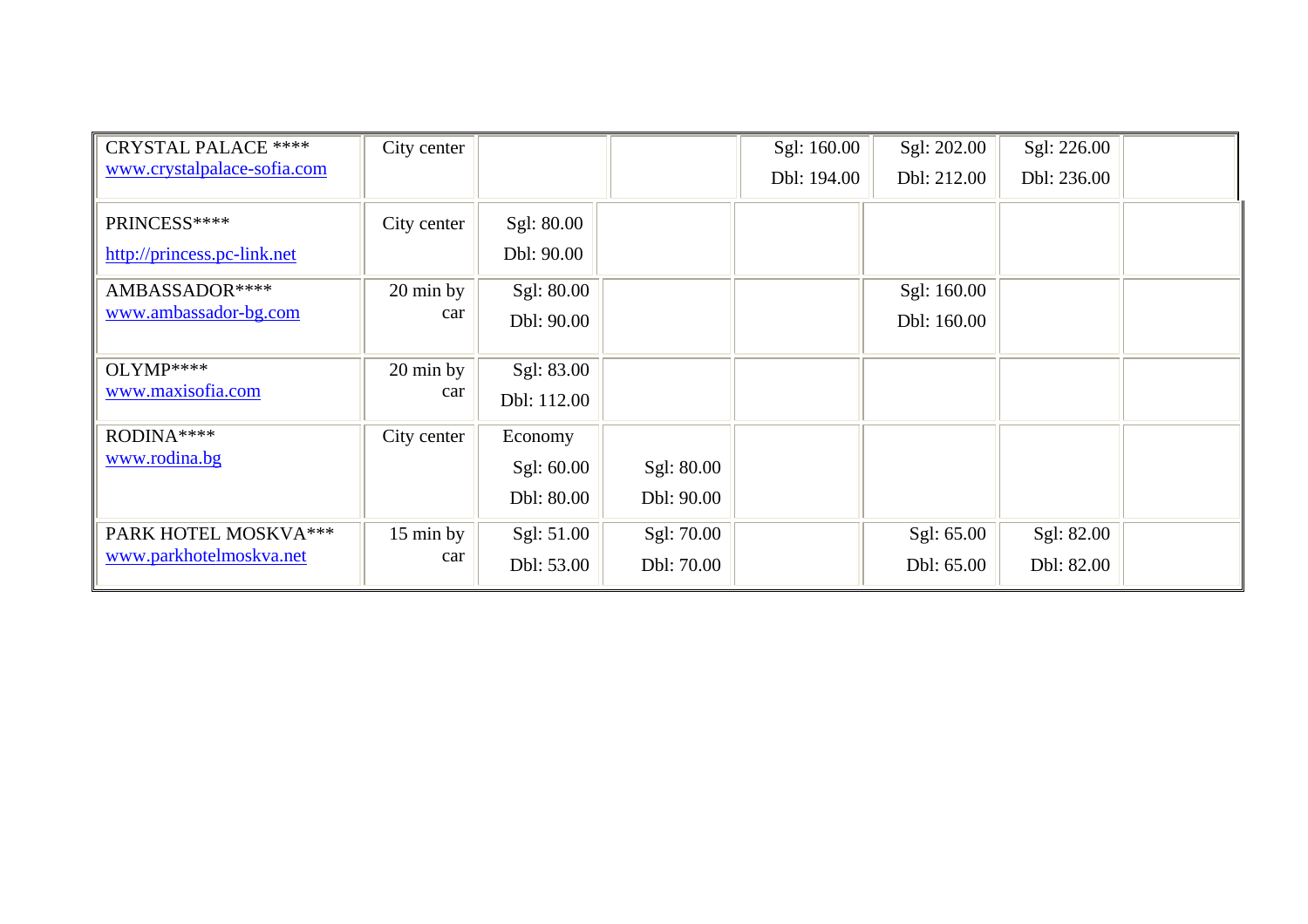| | | | | | | | |
|---|---|---|---|---|---|---|---|
| CRYSTAL PALACE ****<br>www.crystalpalace-sofia.com | City center | | | Sgl: 160.00<br>Dbl: 194.00 | Sgl: 202.00<br>Dbl: 212.00 | Sgl: 226.00<br>Dbl: 236.00 | |
| PRINCESS****<br>http://princess.pc-link.net | City center | Sgl: 80.00<br>Dbl: 90.00 | | | | | |
| AMBASSADOR****<br>www.ambassador-bg.com | 20 min by car | Sgl: 80.00<br>Dbl: 90.00 | | | Sgl: 160.00<br>Dbl: 160.00 | | |
| OLYMP****<br>www.maxisofia.com | 20 min by car | Sgl: 83.00<br>Dbl: 112.00 | | | | | |
| RODINA****<br>www.rodina.bg | City center | Economy<br>Sgl: 60.00<br>Dbl: 80.00 | Sgl: 80.00<br>Dbl: 90.00 | | | | |
| PARK HOTEL MOSKVA***<br>www.parkhotelmoskva.net | 15 min by car | Sgl: 51.00<br>Dbl: 53.00 | Sgl: 70.00<br>Dbl: 70.00 | | Sgl: 65.00<br>Dbl: 65.00 | Sgl: 82.00<br>Dbl: 82.00 | |